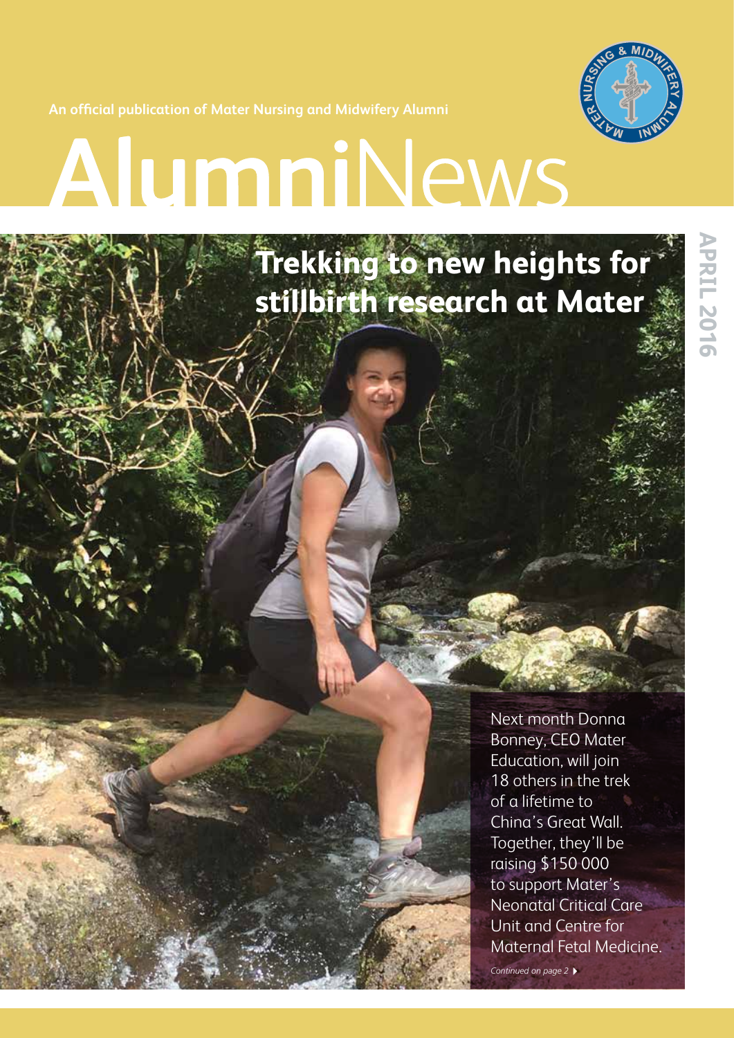An official publication of Mater Nursing and Midwifery Alumni

# AlumniNews

APRIL 2016

## Trekking to new heights for stillbirth research at Mater

Next month Donna Bonney, CEO Mater Education, will join 18 others in the trek of a lifetime to China's Great Wall. Together, they'll be raising $150 000 to support Mater's Neonatal Critical Care Unit and Centre for Maternal Fetal Medicine.

*Continued on page 2*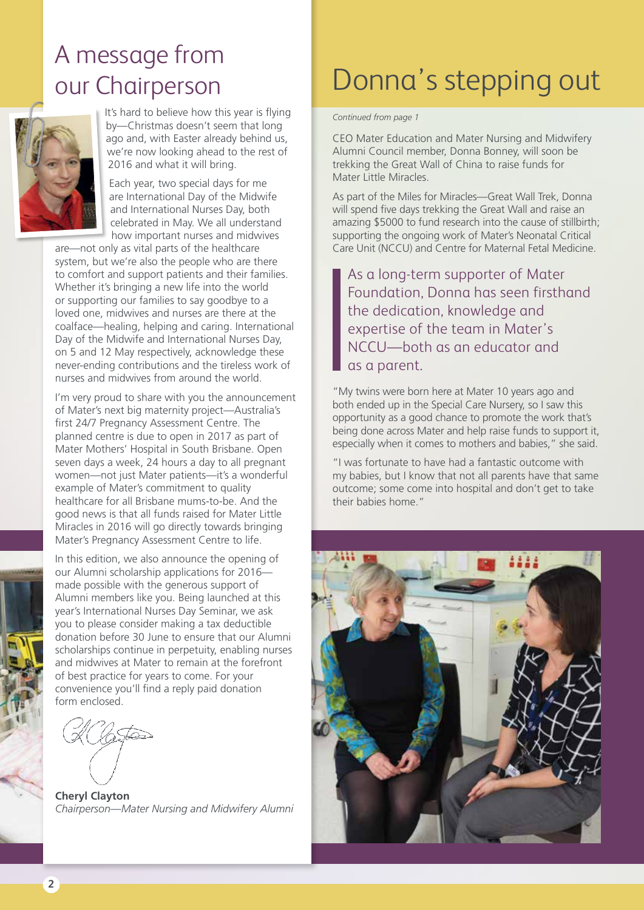# A message from our Chairperson

It's hard to believe how this year is flying by—Christmas doesn't seem that long ago and, with Easter already behind us, we're now looking ahead to the rest of 2016 and what it will bring.

Each year, two special days for me are International Day of the Midwife and International Nurses Day, both celebrated in May. We all understand how important nurses and midwives are—not only as vital parts of the healthcare system, but we're also the people who are there to comfort and support patients and their families. Whether it's bringing a new life into the world or supporting our families to say goodbye to a loved one, midwives and nurses are there at the coalface—healing, helping and caring. International Day of the Midwife and International Nurses Day, on 5 and 12 May respectively, acknowledge these never-ending contributions and the tireless work of nurses and midwives from around the world.

I'm very proud to share with you the announcement of Mater's next big maternity project—Australia's first 24/7 Pregnancy Assessment Centre. The planned centre is due to open in 2017 as part of Mater Mothers' Hospital in South Brisbane. Open seven days a week, 24 hours a day to all pregnant women—not just Mater patients—it's a wonderful example of Mater's commitment to quality healthcare for all Brisbane mums-to-be. And the good news is that all funds raised for Mater Little Miracles in 2016 will go directly towards bringing Mater's Pregnancy Assessment Centre to life.

In this edition, we also announce the opening of our Alumni scholarship applications for 2016—made possible with the generous support of Alumni members like you. Being launched at this year's International Nurses Day Seminar, we ask you to please consider making a tax deductible donation before 30 June to ensure that our Alumni scholarships continue in perpetuity, enabling nurses and midwives at Mater to remain at the forefront of best practice for years to come. For your convenience you'll find a reply paid donation form enclosed.

**Cheryl Clayton**
*Chairperson—Mater Nursing and Midwifery Alumni*

# Donna's stepping out

*Continued from page 1*

CEO Mater Education and Mater Nursing and Midwifery Alumni Council member, Donna Bonney, will soon be trekking the Great Wall of China to raise funds for Mater Little Miracles.

As part of the Miles for Miracles—Great Wall Trek, Donna will spend five days trekking the Great Wall and raise an amazing $5000 to fund research into the cause of stillbirth; supporting the ongoing work of Mater's Neonatal Critical Care Unit (NCCU) and Centre for Maternal Fetal Medicine.

> As a long-term supporter of Mater Foundation, Donna has seen firsthand the dedication, knowledge and expertise of the team in Mater's NCCU—both as an educator and as a parent.

"My twins were born here at Mater 10 years ago and both ended up in the Special Care Nursery, so I saw this opportunity as a good chance to promote the work that's being done across Mater and help raise funds to support it, especially when it comes to mothers and babies," she said.

"I was fortunate to have had a fantastic outcome with my babies, but I know that not all parents have that same outcome; some come into hospital and don't get to take their babies home."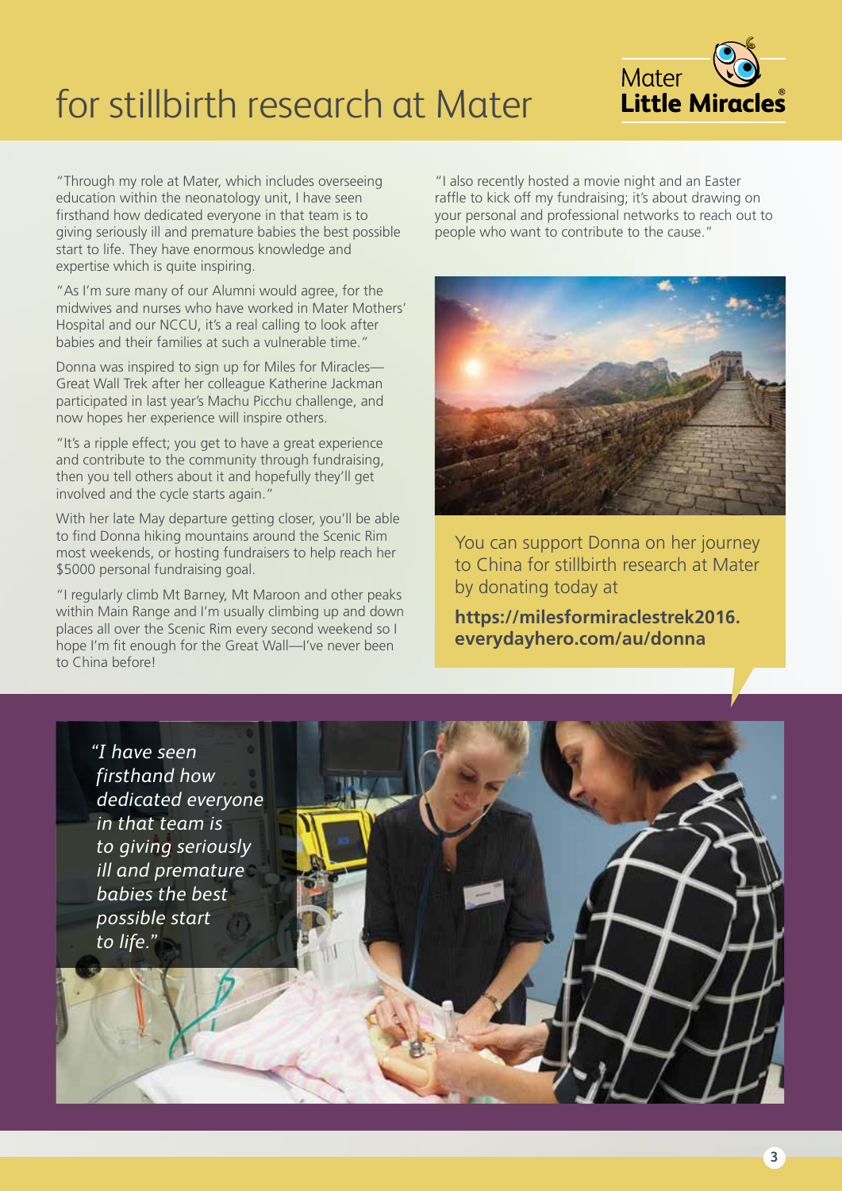# for stillbirth research at Mater

"Through my role at Mater, which includes overseeing education within the neonatology unit, I have seen firsthand how dedicated everyone in that team is to giving seriously ill and premature babies the best possible start to life. They have enormous knowledge and expertise which is quite inspiring.

"As I'm sure many of our Alumni would agree, for the midwives and nurses who have worked in Mater Mothers' Hospital and our NCCU, it's a real calling to look after babies and their families at such a vulnerable time."

Donna was inspired to sign up for Miles for Miracles—Great Wall Trek after her colleague Katherine Jackman participated in last year's Machu Picchu challenge, and now hopes her experience will inspire others.

"It's a ripple effect; you get to have a great experience and contribute to the community through fundraising, then you tell others about it and hopefully they'll get involved and the cycle starts again."

With her late May departure getting closer, you'll be able to find Donna hiking mountains around the Scenic Rim most weekends, or hosting fundraisers to help reach her $5000 personal fundraising goal.

"I regularly climb Mt Barney, Mt Maroon and other peaks within Main Range and I'm usually climbing up and down places all over the Scenic Rim every second weekend so I hope I'm fit enough for the Great Wall—I've never been to China before!

"I also recently hosted a movie night and an Easter raffle to kick off my fundraising; it's about drawing on your personal and professional networks to reach out to people who want to contribute to the cause."

You can support Donna on her journey to China for stillbirth research at Mater by donating today at

**https://milesformiraclestrek2016.everydayhero.com/au/donna**

*"I have seen firsthand how dedicated everyone in that team is to giving seriously ill and premature babies the best possible start to life."*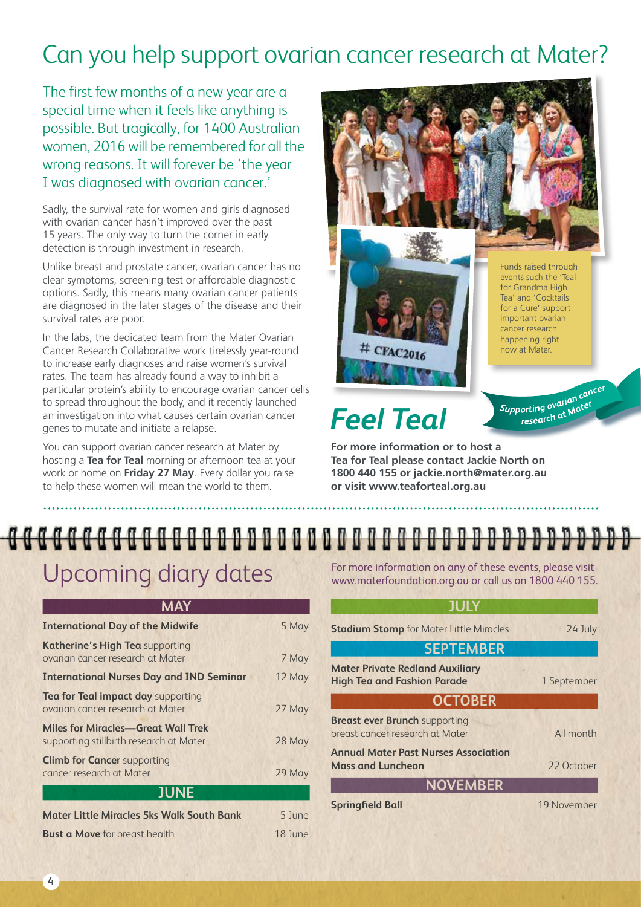# Can you help support ovarian cancer research at Mater?

The first few months of a new year are a special time when it feels like anything is possible. But tragically, for 1400 Australian women, 2016 will be remembered for all the wrong reasons. It will forever be 'the year I was diagnosed with ovarian cancer.'

Sadly, the survival rate for women and girls diagnosed with ovarian cancer hasn't improved over the past 15 years. The only way to turn the corner in early detection is through investment in research.

Unlike breast and prostate cancer, ovarian cancer has no clear symptoms, screening test or affordable diagnostic options. Sadly, this means many ovarian cancer patients are diagnosed in the later stages of the disease and their survival rates are poor.

In the labs, the dedicated team from the Mater Ovarian Cancer Research Collaborative work tirelessly year-round to increase early diagnoses and raise women's survival rates. The team has already found a way to inhibit a particular protein's ability to encourage ovarian cancer cells to spread throughout the body, and it recently launched an investigation into what causes certain ovarian cancer genes to mutate and initiate a relapse.

You can support ovarian cancer research at Mater by hosting a **Tea for Teal** morning or afternoon tea at your work or home on **Friday 27 May**. Every dollar you raise to help these women will mean the world to them.

Funds raised through events such the 'Teal for Grandma High Tea' and 'Cocktails for a Cure' support important ovarian cancer research happening right now at Mater.

## *Feel Teal*

*Supporting ovarian cancer research at Mater*

**For more information or to host a Tea for Teal please contact Jackie North on 1800 440 155 or jackie.north@mater.org.au or visit www.teaforteal.org.au**

# Upcoming diary dates

For more information on any of these events, please visit www.materfoundation.org.au or call us on 1800 440 155.

| MAY | |
|---|---|
| **International Day of the Midwife** | 5 May |
| **Katherine's High Tea** supporting ovarian cancer research at Mater | 7 May |
| **International Nurses Day and IND Seminar** | 12 May |
| **Tea for Teal impact day** supporting ovarian cancer research at Mater | 27 May |
| **Miles for Miracles—Great Wall Trek** supporting stillbirth research at Mater | 28 May |
| **Climb for Cancer** supporting cancer research at Mater | 29 May |

| JUNE | |
|---|---|
| **Mater Little Miracles 5ks Walk South Bank** | 5 June |
| **Bust a Move** for breast health | 18 June |

| JULY | |
|---|---|
| **Stadium Stomp** for Mater Little Miracles | 24 July |

| SEPTEMBER | |
|---|---|
| **Mater Private Redland Auxiliary High Tea and Fashion Parade** | 1 September |

| OCTOBER | |
|---|---|
| **Breast ever Brunch** supporting breast cancer research at Mater | All month |
| **Annual Mater Past Nurses Association Mass and Luncheon** | 22 October |

| NOVEMBER | |
|---|---|
| **Springfield Ball** | 19 November |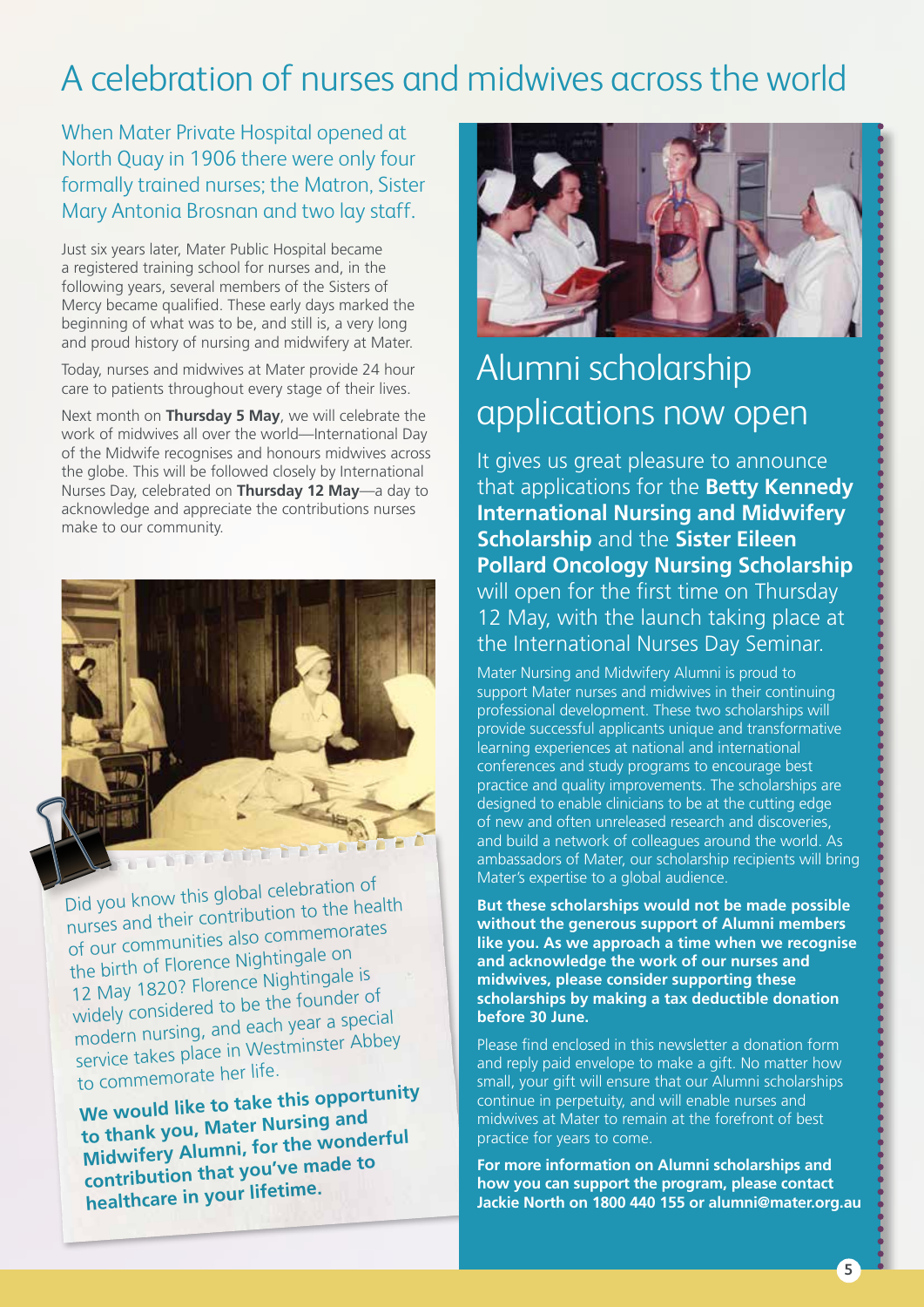# A celebration of nurses and midwives across the world

When Mater Private Hospital opened at North Quay in 1906 there were only four formally trained nurses; the Matron, Sister Mary Antonia Brosnan and two lay staff.

Just six years later, Mater Public Hospital became a registered training school for nurses and, in the following years, several members of the Sisters of Mercy became qualified. These early days marked the beginning of what was to be, and still is, a very long and proud history of nursing and midwifery at Mater.

Today, nurses and midwives at Mater provide 24 hour care to patients throughout every stage of their lives.

Next month on **Thursday 5 May**, we will celebrate the work of midwives all over the world—International Day of the Midwife recognises and honours midwives across the globe. This will be followed closely by International Nurses Day, celebrated on **Thursday 12 May**—a day to acknowledge and appreciate the contributions nurses make to our community.

Did you know this global celebration of nurses and their contribution to the health of our communities also commemorates the birth of Florence Nightingale on 12 May 1820? Florence Nightingale is widely considered to be the founder of modern nursing, and each year a special service takes place in Westminster Abbey to commemorate her life.

**We would like to take this opportunity to thank you, Mater Nursing and Midwifery Alumni, for the wonderful contribution that you've made to healthcare in your lifetime.**

## Alumni scholarship applications now open

It gives us great pleasure to announce that applications for the **Betty Kennedy International Nursing and Midwifery Scholarship** and the **Sister Eileen Pollard Oncology Nursing Scholarship** will open for the first time on Thursday 12 May, with the launch taking place at the International Nurses Day Seminar.

Mater Nursing and Midwifery Alumni is proud to support Mater nurses and midwives in their continuing professional development. These two scholarships will provide successful applicants unique and transformative learning experiences at national and international conferences and study programs to encourage best practice and quality improvements. The scholarships are designed to enable clinicians to be at the cutting edge of new and often unreleased research and discoveries, and build a network of colleagues around the world. As ambassadors of Mater, our scholarship recipients will bring Mater's expertise to a global audience.

**But these scholarships would not be made possible without the generous support of Alumni members like you. As we approach a time when we recognise and acknowledge the work of our nurses and midwives, please consider supporting these scholarships by making a tax deductible donation before 30 June.**

Please find enclosed in this newsletter a donation form and reply paid envelope to make a gift. No matter how small, your gift will ensure that our Alumni scholarships continue in perpetuity, and will enable nurses and midwives at Mater to remain at the forefront of best practice for years to come.

**For more information on Alumni scholarships and how you can support the program, please contact Jackie North on 1800 440 155 or alumni@mater.org.au**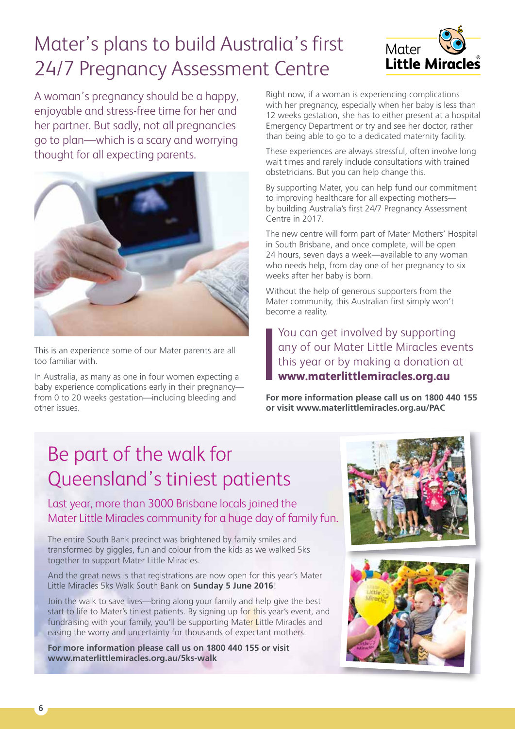# Mater's plans to build Australia's first 24/7 Pregnancy Assessment Centre

Mater Little Miracles

A woman's pregnancy should be a happy, enjoyable and stress-free time for her and her partner. But sadly, not all pregnancies go to plan—which is a scary and worrying thought for all expecting parents.

This is an experience some of our Mater parents are all too familiar with.

In Australia, as many as one in four women expecting a baby experience complications early in their pregnancy—from 0 to 20 weeks gestation—including bleeding and other issues.

Right now, if a woman is experiencing complications with her pregnancy, especially when her baby is less than 12 weeks gestation, she has to either present at a hospital Emergency Department or try and see her doctor, rather than being able to go to a dedicated maternity facility.

These experiences are always stressful, often involve long wait times and rarely include consultations with trained obstetricians. But you can help change this.

By supporting Mater, you can help fund our commitment to improving healthcare for all expecting mothers—by building Australia's first 24/7 Pregnancy Assessment Centre in 2017.

The new centre will form part of Mater Mothers' Hospital in South Brisbane, and once complete, will be open 24 hours, seven days a week—available to any woman who needs help, from day one of her pregnancy to six weeks after her baby is born.

Without the help of generous supporters from the Mater community, this Australian first simply won't become a reality.

> You can get involved by supporting any of our Mater Little Miracles events this year or by making a donation at **www.materlittlemiracles.org.au**

**For more information please call us on 1800 440 155 or visit www.materlittlemiracles.org.au/PAC**

# Be part of the walk for Queensland's tiniest patients

## Last year, more than 3000 Brisbane locals joined the Mater Little Miracles community for a huge day of family fun.

The entire South Bank precinct was brightened by family smiles and transformed by giggles, fun and colour from the kids as we walked 5ks together to support Mater Little Miracles.

And the great news is that registrations are now open for this year's Mater Little Miracles 5ks Walk South Bank on **Sunday 5 June 2016**!

Join the walk to save lives—bring along your family and help give the best start to life to Mater's tiniest patients. By signing up for this year's event, and fundraising with your family, you'll be supporting Mater Little Miracles and easing the worry and uncertainty for thousands of expectant mothers.

**For more information please call us on 1800 440 155 or visit www.materlittlemiracles.org.au/5ks-walk**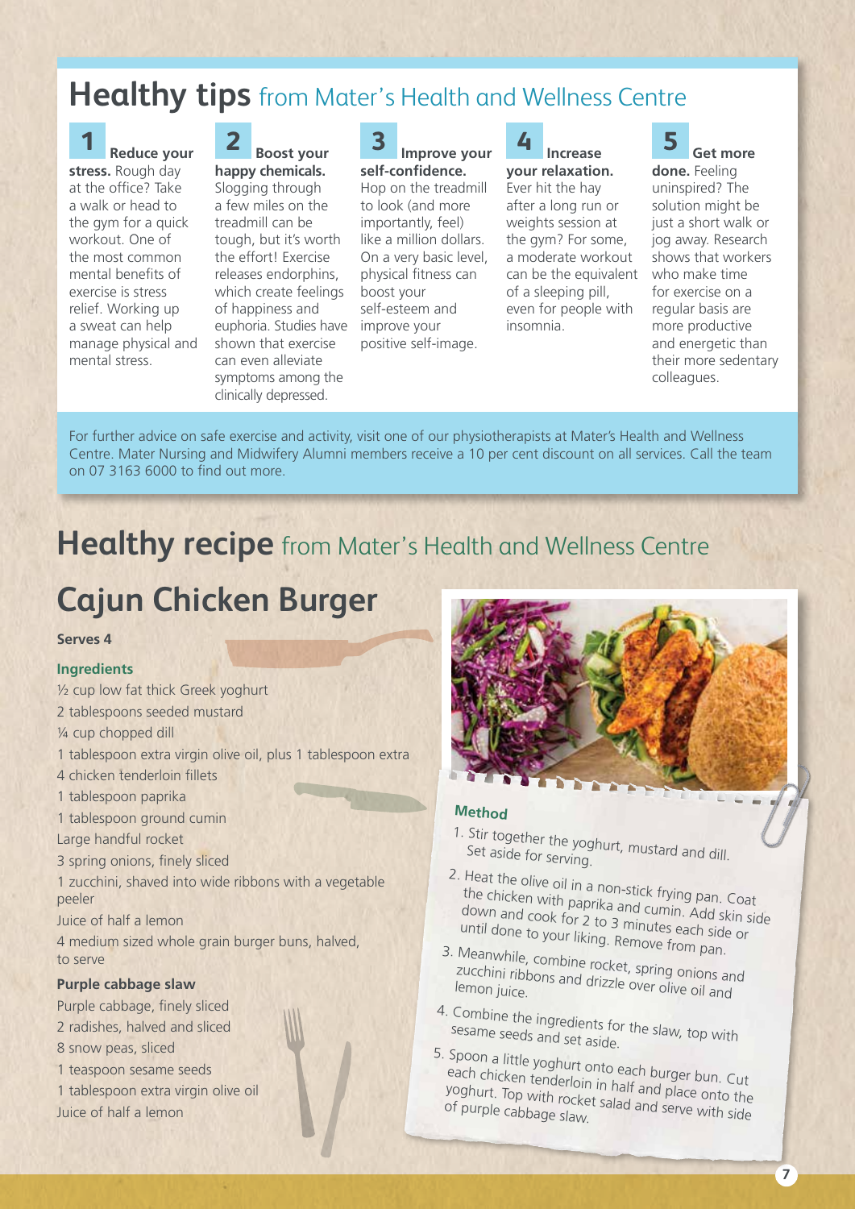# Healthy tips from Mater's Health and Wellness Centre

**1 Reduce your stress.** Rough day at the office? Take a walk or head to the gym for a quick workout. One of the most common mental benefits of exercise is stress relief. Working up a sweat can help manage physical and mental stress.

**2 Boost your happy chemicals.** Slogging through a few miles on the treadmill can be tough, but it's worth the effort! Exercise releases endorphins, which create feelings of happiness and euphoria. Studies have shown that exercise can even alleviate symptoms among the clinically depressed.

**3 Improve your self-confidence.** Hop on the treadmill to look (and more importantly, feel) like a million dollars. On a very basic level, physical fitness can boost your self-esteem and improve your positive self-image.

**4 Increase your relaxation.** Ever hit the hay after a long run or weights session at the gym? For some, a moderate workout can be the equivalent of a sleeping pill, even for people with insomnia.

**5 Get more done.** Feeling uninspired? The solution might be just a short walk or jog away. Research shows that workers who make time for exercise on a regular basis are more productive and energetic than their more sedentary colleagues.

For further advice on safe exercise and activity, visit one of our physiotherapists at Mater's Health and Wellness Centre. Mater Nursing and Midwifery Alumni members receive a 10 per cent discount on all services. Call the team on 07 3163 6000 to find out more.

# Healthy recipe from Mater's Health and Wellness Centre

## Cajun Chicken Burger

**Serves 4**

### Ingredients

- ½ cup low fat thick Greek yoghurt
- 2 tablespoons seeded mustard
- ¼ cup chopped dill
- 1 tablespoon extra virgin olive oil, plus 1 tablespoon extra
- 4 chicken tenderloin fillets
- 1 tablespoon paprika
- 1 tablespoon ground cumin
- Large handful rocket
- 3 spring onions, finely sliced
- 1 zucchini, shaved into wide ribbons with a vegetable peeler
- Juice of half a lemon
- 4 medium sized whole grain burger buns, halved, to serve

**Purple cabbage slaw**

- Purple cabbage, finely sliced
- 2 radishes, halved and sliced
- 8 snow peas, sliced
- 1 teaspoon sesame seeds
- 1 tablespoon extra virgin olive oil
- Juice of half a lemon

### Method

1. Stir together the yoghurt, mustard and dill. Set aside for serving.
2. Heat the olive oil in a non-stick frying pan. Coat the chicken with paprika and cumin. Add skin side down and cook for 2 to 3 minutes each side or until done to your liking. Remove from pan.
3. Meanwhile, combine rocket, spring onions and zucchini ribbons and drizzle over olive oil and lemon juice.
4. Combine the ingredients for the slaw, top with sesame seeds and set aside.
5. Spoon a little yoghurt onto each burger bun. Cut each chicken tenderloin in half and place onto the yoghurt. Top with rocket salad and serve with side of purple cabbage slaw.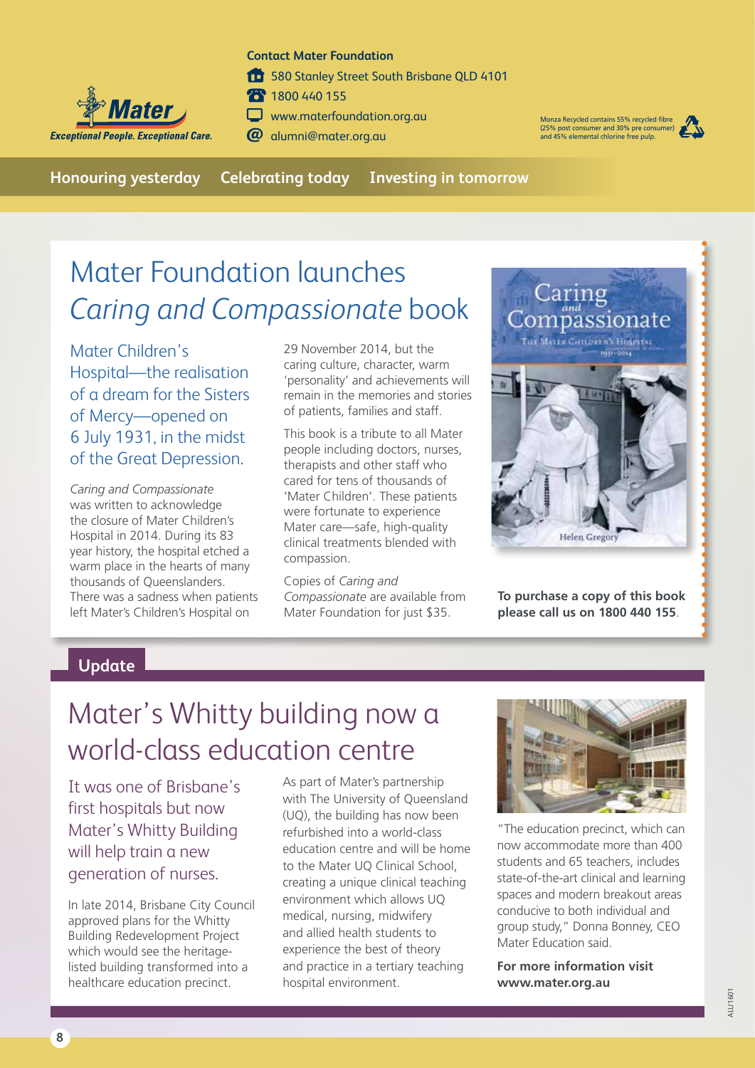Mater
Exceptional People. Exceptional Care.

**Contact Mater Foundation**

580 Stanley Street South Brisbane QLD 4101

1800 440 155

www.materfoundation.org.au

alumni@mater.org.au

Monza Recycled contains 55% recycled fibre (25% post consumer and 30% pre consumer) and 45% elemental chlorine free pulp.

**Honouring yesterday Celebrating today Investing in tomorrow**

# Mater Foundation launches *Caring and Compassionate* book

Mater Children's Hospital—the realisation of a dream for the Sisters of Mercy—opened on 6 July 1931, in the midst of the Great Depression.

*Caring and Compassionate* was written to acknowledge the closure of Mater Children's Hospital in 2014. During its 83 year history, the hospital etched a warm place in the hearts of many thousands of Queenslanders. There was a sadness when patients left Mater's Children's Hospital on 29 November 2014, but the caring culture, character, warm 'personality' and achievements will remain in the memories and stories of patients, families and staff.

This book is a tribute to all Mater people including doctors, nurses, therapists and other staff who cared for tens of thousands of 'Mater Children'. These patients were fortunate to experience Mater care—safe, high-quality clinical treatments blended with compassion.

Copies of *Caring and Compassionate* are available from Mater Foundation for just $35.

Caring and Compassionate
The Mater Children's Hospital 1931–2014
Helen Gregory

**To purchase a copy of this book please call us on 1800 440 155**.

## Update

# Mater's Whitty building now a world-class education centre

It was one of Brisbane's first hospitals but now Mater's Whitty Building will help train a new generation of nurses.

In late 2014, Brisbane City Council approved plans for the Whitty Building Redevelopment Project which would see the heritage-listed building transformed into a healthcare education precinct.

As part of Mater's partnership with The University of Queensland (UQ), the building has now been refurbished into a world-class education centre and will be home to the Mater UQ Clinical School, creating a unique clinical teaching environment which allows UQ medical, nursing, midwifery and allied health students to experience the best of theory and practice in a tertiary teaching hospital environment.

"The education precinct, which can now accommodate more than 400 students and 65 teachers, includes state-of-the-art clinical and learning spaces and modern breakout areas conducive to both individual and group study," Donna Bonney, CEO Mater Education said.

**For more information visit www.mater.org.au**

ALU1601